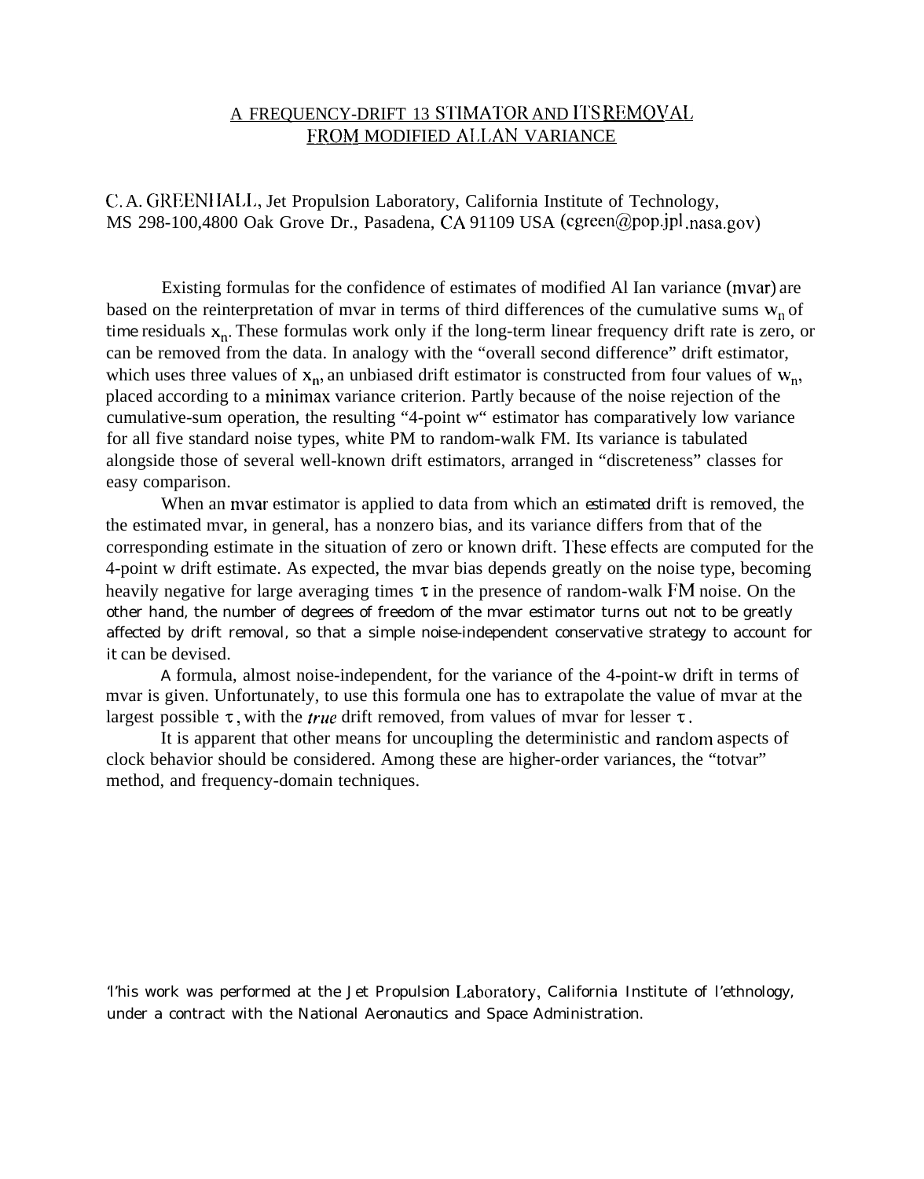# A FREQUENCY-DRIFT 13 STIMATOR AND ITS REMOVAL FROM MODIFIED ALLAN VARIANCE

C. A. GREENHALL, Jet Propulsion Laboratory, California Institute of Technology, MS 298-100,4800 Oak Grove Dr., Pasadena, CA 91109 USA (cgreen@pop.jpl.nasa.gov)

Existing formulas for the confidence of estimates of modified Al Ian variance (mvar) are based on the reinterpretation of mvar in terms of third differences of the cumulative sums $w_n$ of time residuals $x_n$. These formulas work only if the long-term linear frequency drift rate is zero, or can be removed from the data. In analogy with the "overall second difference" drift estimator, which uses three values of $x_n$, an unbiased drift estimator is constructed from four values of $w_n$, placed according to a minimax variance criterion. Partly because of the noise rejection of the cumulative-sum operation, the resulting "4-point w" estimator has comparatively low variance for all five standard noise types, white PM to random-walk FM. Its variance is tabulated alongside those of several well-known drift estimators, arranged in "discreteness" classes for easy comparison.

When an mvar estimator is applied to data from which an *estimated* drift is removed, the the estimated mvar, in general, has a nonzero bias, and its variance differs from that of the corresponding estimate in the situation of zero or known drift. These effects are computed for the 4-point w drift estimate. As expected, the mvar bias depends greatly on the noise type, becoming heavily negative for large averaging times $\tau$ in the presence of random-walk FM noise. On the other hand, the number of degrees of freedom of the mvar estimator turns out not to be greatly affected by drift removal, so that a simple noise-independent conservative strategy to account for it can be devised.

A formula, almost noise-independent, for the variance of the 4-point-w drift in terms of mvar is given. Unfortunately, to use this formula one has to extrapolate the value of mvar at the largest possible $\tau$, with the *true* drift removed, from values of mvar for lesser $\tau$.

It is apparent that other means for uncoupling the deterministic and random aspects of clock behavior should be considered. Among these are higher-order variances, the "totvar" method, and frequency-domain techniques.

'l'his work was performed at the Jet Propulsion Laboratory, California Institute of l'ethnology, under a contract with the National Aeronautics and Space Administration.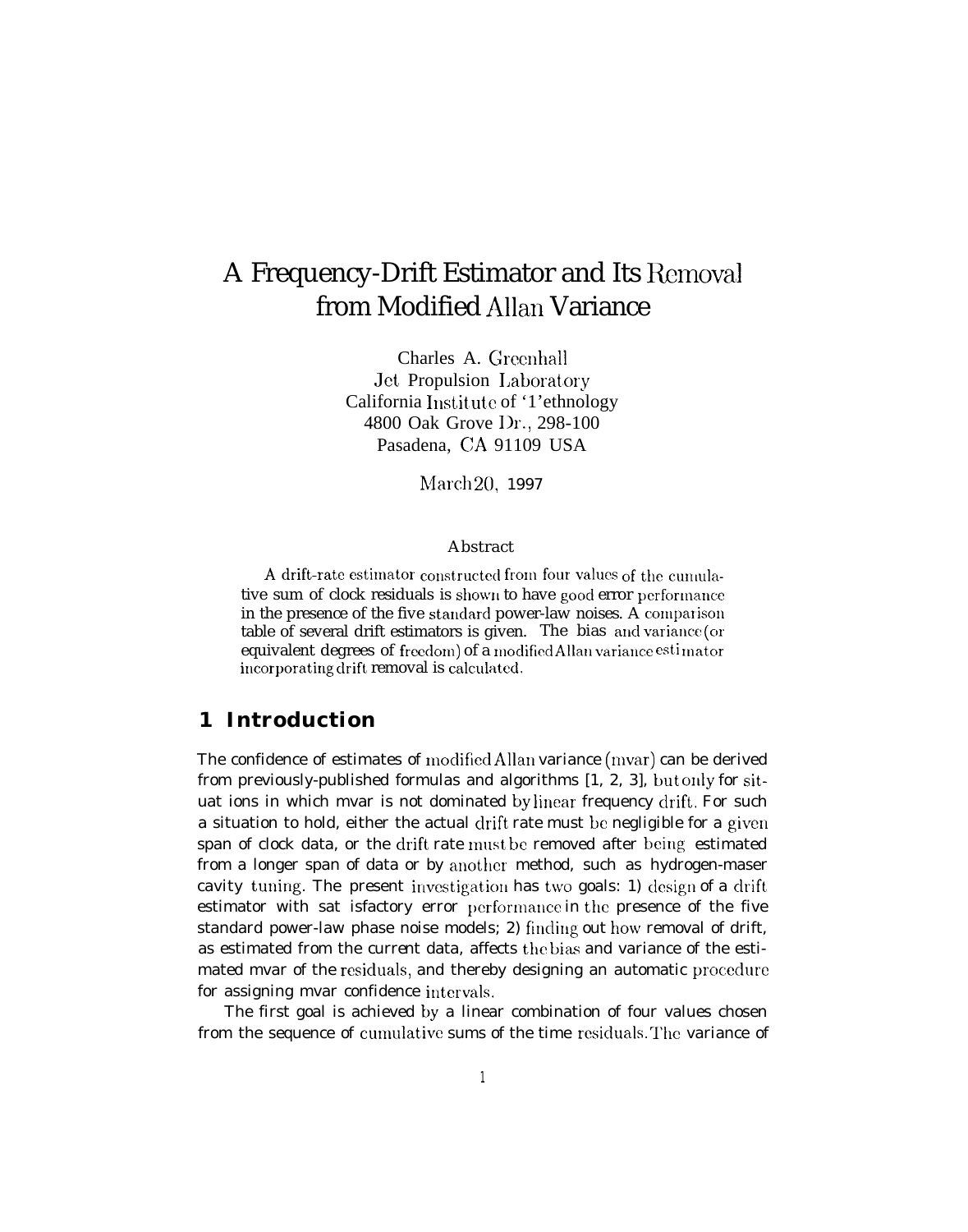# A Frequency-Drift Estimator and Its Removal from Modified Allan Variance

Charles A. Greenhall
Jet Propulsion Laboratory
California Institute of Technology
4800 Oak Grove Dr., 298-100
Pasadena, CA 91109 USA

March 20, 1997

### Abstract

A drift-rate estimator constructed from four values of the cumulative sum of clock residuals is shown to have good error performance in the presence of the five standard power-law noises. A comparison table of several drift estimators is given. The bias and variance (or equivalent degrees of freedom) of a modified Allan variance estimator incorporating drift removal is calculated.

## 1 Introduction

The confidence of estimates of modified Allan variance (mvar) can be derived from previously-published formulas and algorithms [1, 2, 3], but only for situations in which mvar is not dominated by linear frequency drift. For such a situation to hold, either the actual drift rate must be negligible for a given span of clock data, or the drift rate must be removed after being estimated from a longer span of data or by another method, such as hydrogen-maser cavity tuning. The present investigation has two goals: 1) design of a drift estimator with satisfactory error performance in the presence of the five standard power-law phase noise models; 2) finding out how removal of drift, as estimated from the current data, affects the bias and variance of the estimated mvar of the residuals, and thereby designing an automatic procedure for assigning mvar confidence intervals.

The first goal is achieved by a linear combination of four values chosen from the sequence of cumulative sums of the time residuals. The variance of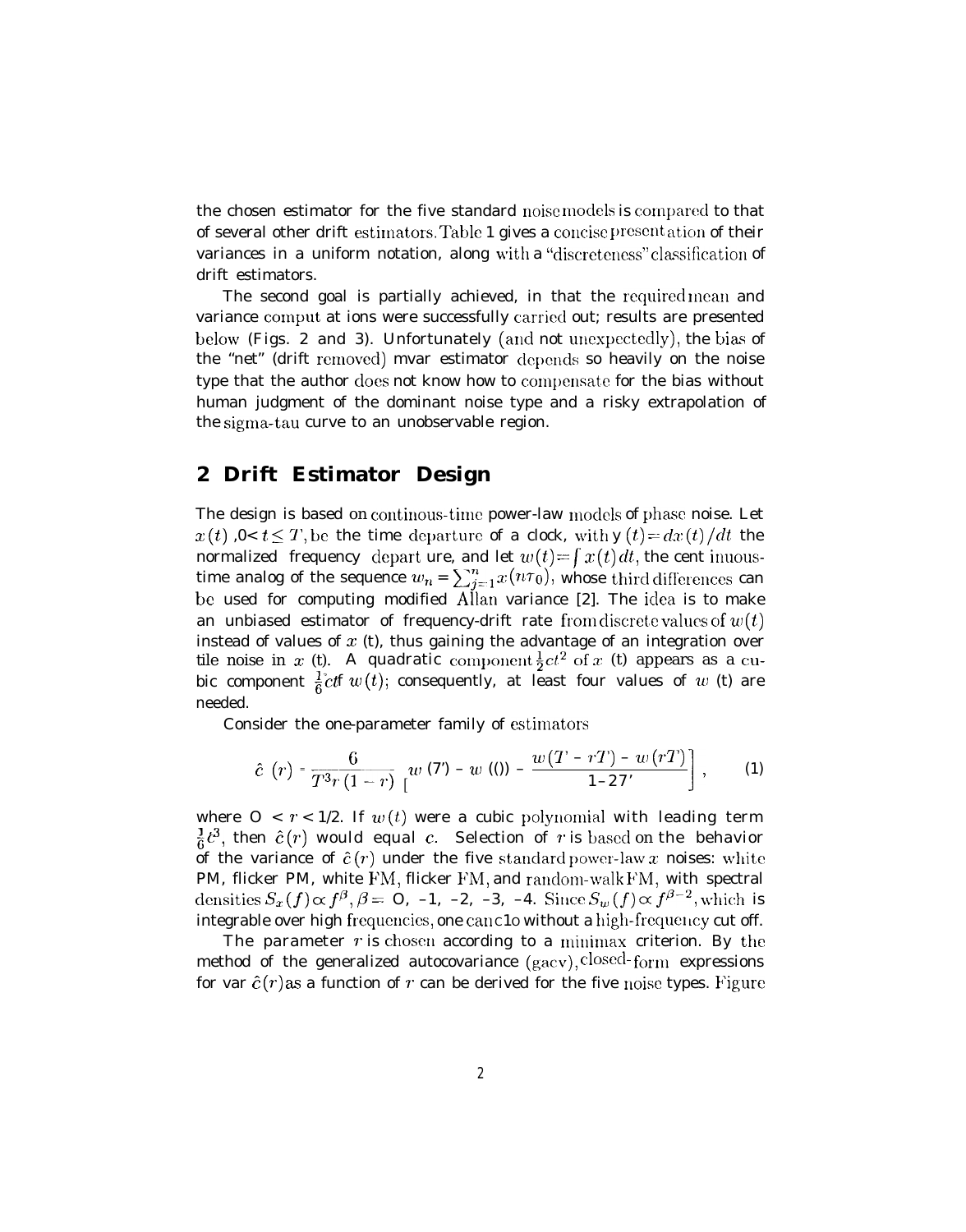the chosen estimator for the five standard noise models is compared to that of several other drift estimators. Table 1 gives a concise presentation of their variances in a uniform notation, along with a "discreteness" classification of drift estimators.

The second goal is partially achieved, in that the required mean and variance computations were successfully carried out; results are presented below (Figs. 2 and 3). Unfortunately (and not unexpectedly), the bias of the "net" (drift removed) mvar estimator depends so heavily on the noise type that the author does not know how to compensate for the bias without human judgment of the dominant noise type and a risky extrapolation of the sigma-tau curve to an unobservable region.

## 2 Drift Estimator Design

The design is based on continous-time power-law models of phase noise. Let $x(t)$, $0 < t \leq T$, be the time departure of a clock, with $y(t) = dx(t)/dt$ the normalized frequency departure, and let $w(t) = \int x(t)\,dt$, the continuous-time analog of the sequence $w_n = \sum_{j=1}^{n} x(n\tau_0)$, whose third differences can be used for computing modified Allan variance [2]. The idea is to make an unbiased estimator of frequency-drift rate from discrete values of $w(t)$ instead of values of $x(t)$, thus gaining the advantage of an integration over the noise in $x(t)$. A quadratic component $\frac{1}{2}ct^2$ of $x(t)$ appears as a cubic component $\frac{1}{6}ct^3$ of $w(t)$; consequently, at least four values of $w(t)$ are needed.

Consider the one-parameter family of estimators

$$\hat{c}(r) = \frac{6}{T^3 r(1-r)}\left[w(T) - w(0) - \frac{w(T - rT) - w(rT)}{1 - 2r}\right], \qquad (1)$$

where $0 < r < 1/2$. If $w(t)$ were a cubic polynomial with leading term $\frac{1}{6}t^3$, then $\hat{c}(r)$ would equal $c$. Selection of $r$ is based on the behavior of the variance of $\hat{c}(r)$ under the five standard power-law $x$ noises: white PM, flicker PM, white FM, flicker FM, and random-walk FM, with spectral densities $S_x(f) \propto f^\beta$, $\beta = 0, -1, -2, -3, -4$. Since $S_w(f) \propto f^{\beta-2}$, which is integrable over high frequencies, one can do without a high-frequency cut off.

The parameter $r$ is chosen according to a minimax criterion. By the method of the generalized autocovariance (gacv), closed-form expressions for var $\hat{c}(r)$ as a function of $r$ can be derived for the five noise types. Figure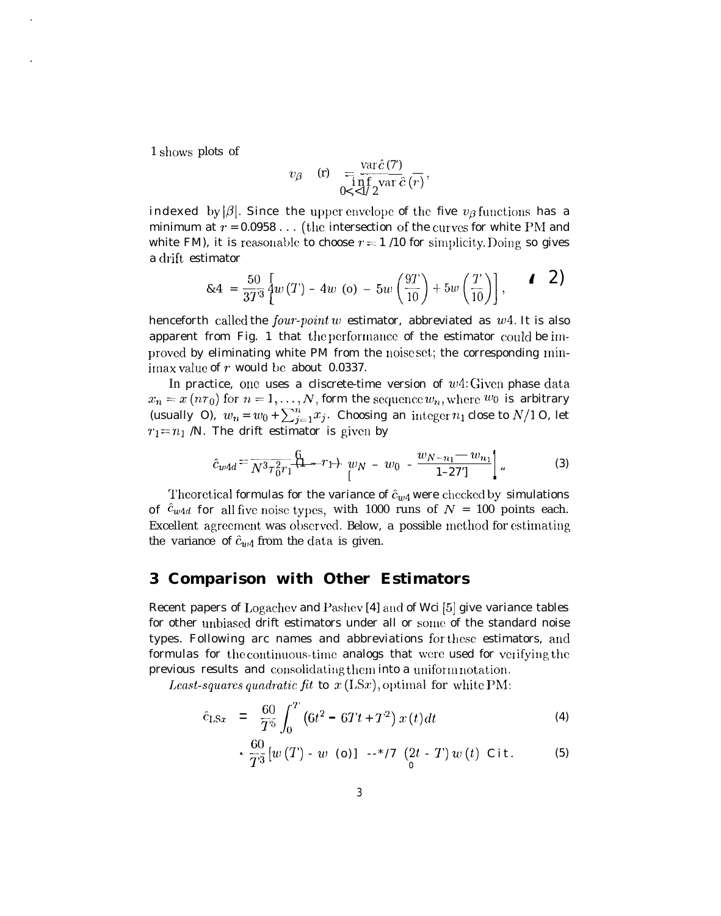1 shows plots of

$$v_\beta(r) = \frac{\operatorname{var}\hat{c}(r)}{\inf_{0<r<1/2} \operatorname{var}\hat{c}(r)},$$

indexed by $|\beta|$. Since the upper envelope of the five $v_\beta$ functions has a minimum at $r = 0.0958\ldots$ (the intersection of the curves for white PM and white FM), it is reasonable to choose $r = 1/10$ for simplicity. Doing so gives a drift estimator

$$\hat{c}_{w4} = \frac{50}{3T^3}\left[w(T) - 4w(0) - 5w\left(\frac{9T}{10}\right) + 5w\left(\frac{T}{10}\right)\right], \quad (2)$$

henceforth called the *four-point w* estimator, abbreviated as $w4$. It is also apparent from Fig. 1 that the performance of the estimator could be improved by eliminating white PM from the noise set; the corresponding minimax value of $r$ would be about 0.0337.

In practice, one uses a discrete-time version of $w4$: Given phase data $x_n = x(n\tau_0)$ for $n = 1, \ldots, N$, form the sequence $w_n$, where $w_0$ is arbitrary (usually 0), $w_n = w_0 + \sum_{j=1}^{n} x_j$. Choosing an integer $n_1$ close to $N/10$, let $r_1 = n_1/N$. The drift estimator is given by

$$\hat{c}_{w4d} = \frac{6}{N^3\tau_0^2 r_1(1-r_1)}\left[w_N - w_0 - \frac{w_{N-n_1} - w_{n_1}}{1-2r_1}\right]. \quad (3)$$

Theoretical formulas for the variance of $\hat{c}_{w4}$ were checked by simulations of $\hat{c}_{w4d}$ for all five noise types, with 1000 runs of $N = 100$ points each. Excellent agreement was observed. Below, a possible method for estimating the variance of $\hat{c}_{w4}$ from the data is given.

## 3 Comparison with Other Estimators

Recent papers of Logachev and Pashev [4] and of Wei [5] give variance tables for other unbiased drift estimators under all or some of the standard noise types. Following are names and abbreviations for these estimators, and formulas for the continuous-time analogs that were used for verifying the previous results and consolidating them into a uniform notation.

*Least-squares quadratic fit* to $x$ (LS$x$), optimal for white PM:

$$\hat{c}_{\mathrm{LS}x} = \frac{60}{T^5}\int_0^T \left(6t^2 - 6Tt + T^2\right)x(t)\,dt \quad (4)$$

$$= \frac{60}{T^3}\left[w(T) - w(0)\right] - \frac{720}{T^5}\int_0^T (2t - T)\,w(t)\,dt. \quad (5)$$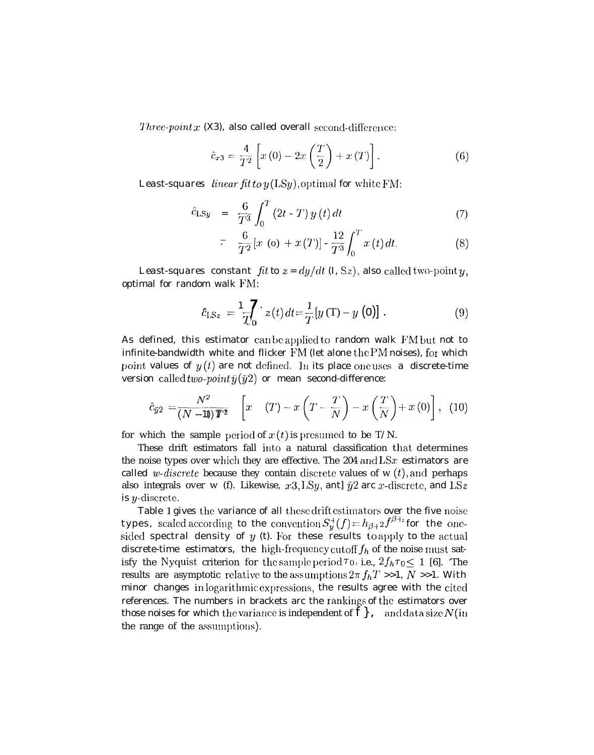*Three-point $x$* (X3), also called overall second-difference:

$$\hat{c}_{x3} = \frac{4}{T^2}\left[x(0) - 2x\left(\frac{T}{2}\right) + x(T)\right]. \tag{6}$$

Least-squares *linear fit to $y$* (LS$y$), optimal for white FM:

$$\hat{c}_{\mathrm{LS}y} = \frac{6}{T^3}\int_0^T (2t - T)\, y(t)\, dt \tag{7}$$

$$= \frac{6}{T^2}[x(0) + x(T)] - \frac{12}{T^3}\int_0^T x(t)\, dt. \tag{8}$$

Least-squares constant *fit* to $z = dy/dt$ (LS$z$), also called two-point $y$, optimal for random walk FM:

$$\hat{c}_{\mathrm{LS}z} = \frac{1}{T}\int_0^T z(t)\, dt = \frac{1}{T}[y(T) - y(0)]. \tag{9}$$

As defined, this estimator can be applied to random walk FM but not to infinite-bandwidth white and flicker FM (let alone the PM noises), for which point values of $y(t)$ are not defined. In its place one uses a discrete-time version called *two-point $\bar{y}$* ($\bar{y}2$) or mean second-difference:

$$\hat{c}_{\bar{y}2} = \frac{N^2}{(N-1)T^2}\left[x(T) - x\left(T - \frac{T}{N}\right) - x\left(\frac{T}{N}\right) + x(0)\right], \tag{10}$$

for which the sample period of $x(t)$ is presumed to be T/N.

These drift estimators fall into a natural classification that determines the noise types over which they are effective. The 204 and LS$x$ estimators are called *$w$-discrete* because they contain discrete values of w $(t)$, and perhaps also integrals over w (f). Likewise, $x3$, LS$y$, and $\bar{y}2$ are $x$-discrete, and LS$z$ is $y$-discrete.

Table 1 gives the variance of all these drift estimators over the five noise types, scaled according to the convention $S_y^+(f) = h_{\beta+2} f^{\beta+2}$ for the one-sided spectral density of $y$ (t). For these results to apply to the actual discrete-time estimators, the high-frequency cutoff $f_h$ of the noise must satisfy the Nyquist criterion for the sample period $\tau_0$, i.e., $2 f_h \tau_0 \leq 1$ [6]. The results are asymptotic relative to the assumptions $2\pi f_h T \gg 1$, $N \gg 1$. With minor changes in logarithmic expressions, the results agree with the cited references. The numbers in brackets are the rankings of the estimators over those noises for which the variance is independent of $f_h$, and data size $N$ (in the range of the assumptions).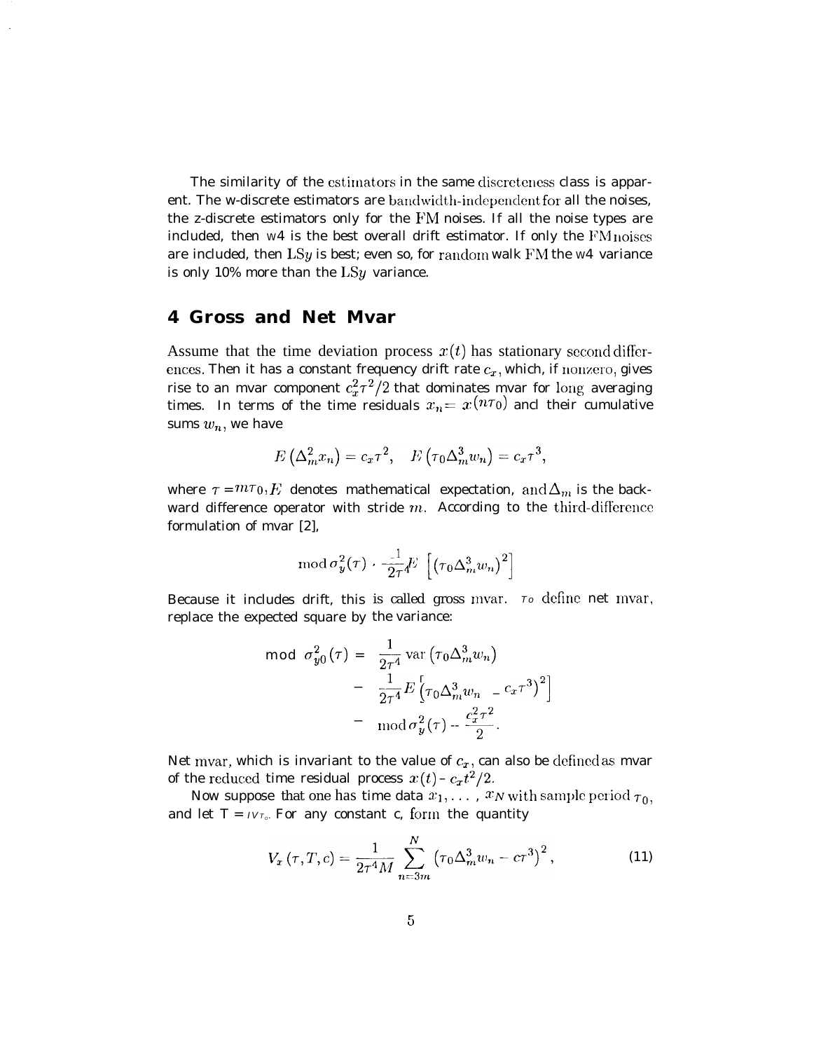The similarity of the estimators in the same discreteness class is apparent. The w-discrete estimators are bandwidth-independent for all the noises, the z-discrete estimators only for the FM noises. If all the noise types are included, then w4 is the best overall drift estimator. If only the FM noises are included, then LS$y$ is best; even so, for random walk FM the w4 variance is only 10% more than the LS$y$ variance.

## 4 Gross and Net Mvar

Assume that the time deviation process $x(t)$ has stationary second differences. Then it has a constant frequency drift rate $c_x$, which, if nonzero, gives rise to an mvar component $c_x^2\tau^2/2$ that dominates mvar for long averaging times. In terms of the time residuals $x_n = x(n\tau_0)$ and their cumulative sums $w_n$, we have

$$E\left(\Delta_m^2 x_n\right) = c_x\tau^2, \quad E\left(\tau_0\Delta_m^3 w_n\right) = c_x\tau^3,$$

where $\tau = m\tau_0$, $E$ denotes mathematical expectation, and $\Delta_m$ is the backward difference operator with stride $m$. According to the third-difference formulation of mvar [2],

$$\operatorname{mod}\sigma_y^2(\tau) = \frac{1}{2\tau^4}E\left[\left(\tau_0\Delta_m^3 w_n\right)^2\right]$$

Because it includes drift, this is called gross mvar. To define net mvar, replace the expected square by the variance:

$$\begin{aligned}
\operatorname{mod}\sigma_{y0}^2(\tau) &= \frac{1}{2\tau^4}\operatorname{var}\left(\tau_0\Delta_m^3 w_n\right) \\
&= \frac{1}{2\tau^4}E\left[\left(\tau_0\Delta_m^3 w_n - c_x\tau^3\right)^2\right] \\
&= \operatorname{mod}\sigma_y^2(\tau) - \frac{c_x^2\tau^2}{2}.
\end{aligned}$$

Net mvar, which is invariant to the value of $c_x$, can also be defined as mvar of the reduced time residual process $x(t) - c_x t^2/2$.

Now suppose that one has time data $x_1, \ldots, x_N$ with sample period $\tau_0$, and let $T = N\tau_0$. For any constant c, form the quantity

$$V_x(\tau, T, c) = \frac{1}{2\tau^4 M}\sum_{n=3m}^{N}\left(\tau_0\Delta_m^3 w_n - c\tau^3\right)^2, \tag{11}$$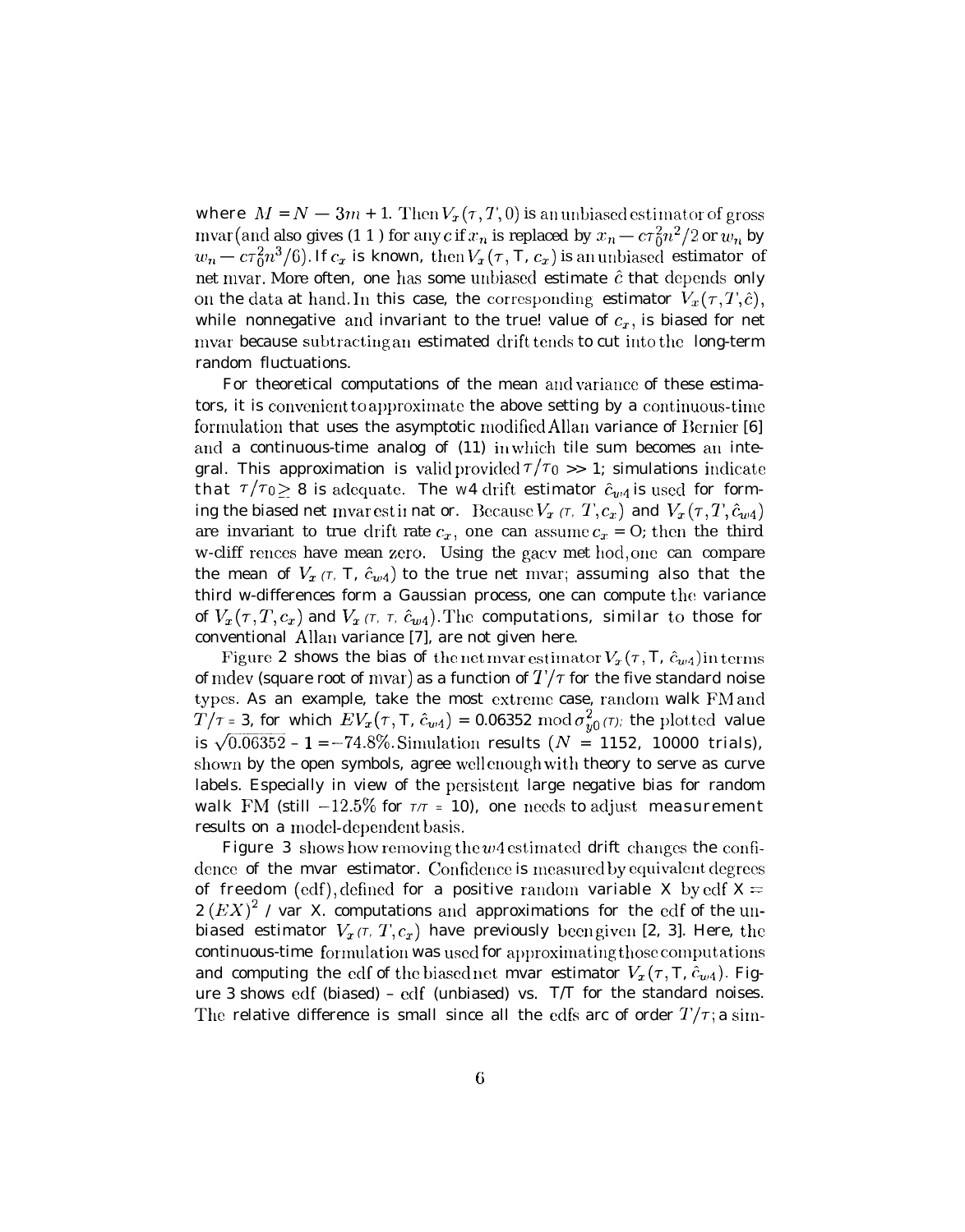where $M = N - 3m + 1$. Then $V_x(\tau, T, 0)$ is an unbiased estimator of gross mvar (and also gives (11) for any $c$ if $x_n$ is replaced by $x_n - c\tau_0^2 n^2/2$ or $w_n$ by $w_n - c\tau_0^2 n^3/6$). If $c_x$ is known, then $V_x(\tau, T, c_x)$ is an unbiased estimator of net mvar. More often, one has some unbiased estimate $\hat{c}$ that depends only on the data at hand. In this case, the corresponding estimator $V_x(\tau, T, \hat{c})$, while nonnegative and invariant to the true value of $c_x$, is biased for net mvar because subtracting an estimated drift tends to cut into the long-term random fluctuations.

For theoretical computations of the mean and variance of these estimators, it is convenient to approximate the above setting by a continuous-time formulation that uses the asymptotic modified Allan variance of Bernier [6] and a continuous-time analog of (11) in which the sum becomes an integral. This approximation is valid provided $\tau/\tau_0 >> 1$; simulations indicate that $\tau/\tau_0 \geq 8$ is adequate. The w4 drift estimator $\hat{c}_{w4}$ is used for forming the biased net mvar estimator. Because $V_x(\tau, T, c_x)$ and $V_x(\tau, T, \hat{c}_{w4})$ are invariant to true drift rate $c_x$, one can assume $c_x = 0$; then the third w-differences have mean zero. Using the gacv method, one can compare the mean of $V_x(\tau, T, \hat{c}_{w4})$ to the true net mvar; assuming also that the third w-differences form a Gaussian process, one can compute the variance of $V_x(\tau, T, c_x)$ and $V_x(\tau, T, \hat{c}_{w4})$. The computations, similar to those for conventional Allan variance [7], are not given here.

Figure 2 shows the bias of the net mvar estimator $V_x(\tau, T, \hat{c}_{w4})$ in terms of mdev (square root of mvar) as a function of $T/\tau$ for the five standard noise types. As an example, take the most extreme case, random walk FM and $T/\tau = 3$, for which $EV_x(\tau, T, \hat{c}_{w4}) = 0.06352 \bmod \sigma_{y0}^2(\tau)$; the plotted value is $\sqrt{0.06352} - 1 = -74.8\%$. Simulation results ($N = 1152$, 10000 trials), shown by the open symbols, agree well enough with theory to serve as curve labels. Especially in view of the persistent large negative bias for random walk FM (still $-12.5\%$ for $T/\tau = 10$), one needs to adjust measurement results on a model-dependent basis.

Figure 3 shows how removing the $w4$ estimated drift changes the confidence of the mvar estimator. Confidence is measured by equivalent degrees of freedom (edf), defined for a positive random variable X by edf X $= 2(EX)^2$ / var X. computations and approximations for the edf of the unbiased estimator $V_x(\tau, T, c_x)$ have previously been given [2, 3]. Here, the continuous-time formulation was used for approximating those computations and computing the edf of the biased net mvar estimator $V_x(\tau, T, \hat{c}_{w4})$. Figure 3 shows edf (biased) – edf (unbiased) vs. T/T for the standard noises. The relative difference is small since all the edfs are of order $T/\tau$; a sim-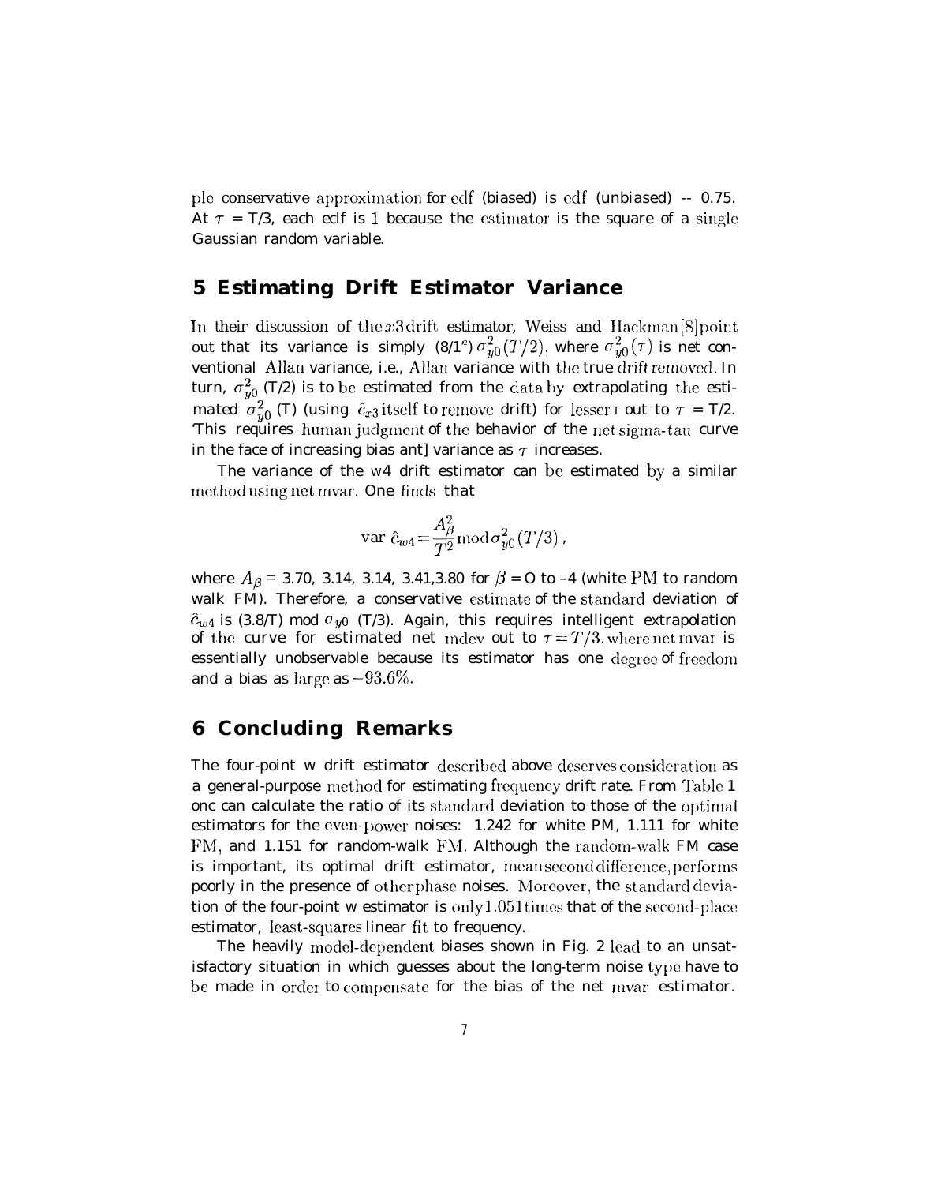ple conservative approximation for edf (biased) is edf (unbiased) -- 0.75. At $\tau$ = T/3, each edf is 1 because the estimator is the square of a single Gaussian random variable.

## 5 Estimating Drift Estimator Variance

In their discussion of the $x3$ drift estimator, Weiss and Hackman[8] point out that its variance is simply $(8/T^2)\,\sigma_{y0}^2(T/2)$, where $\sigma_{y0}^2(\tau)$ is net conventional Allan variance, i.e., Allan variance with the true drift removed. In turn, $\sigma_{y0}^2$ (T/2) is to be estimated from the data by extrapolating the estimated $\sigma_{y0}^2$ (T) (using $\hat{c}_{x3}$ itself to remove drift) for lesser $\tau$ out to $\tau$ = T/2. This requires human judgment of the behavior of the net sigma-tau curve in the face of increasing bias and variance as $\tau$ increases.

The variance of the w4 drift estimator can be estimated by a similar method using net mvar. One finds that

$$\operatorname{var}\hat{c}_{w4} = \frac{A_\beta^2}{T^2}\operatorname{mod}\sigma_{y0}^2(T/3)\,,$$

where $A_\beta$ = 3.70, 3.14, 3.14, 3.41, 3.80 for $\beta$ = 0 to –4 (white PM to random walk FM). Therefore, a conservative estimate of the standard deviation of $\hat{c}_{w4}$ is (3.8/T) mod $\sigma_{y0}$ (T/3). Again, this requires intelligent extrapolation of the curve for estimated net mdev out to $\tau = T/3$, where net mvar is essentially unobservable because its estimator has one degree of freedom and a bias as large as $-93.6\%$.

## 6 Concluding Remarks

The four-point w drift estimator described above deserves consideration as a general-purpose method for estimating frequency drift rate. From Table 1 one can calculate the ratio of its standard deviation to those of the optimal estimators for the even-power noises: 1.242 for white PM, 1.111 for white FM, and 1.151 for random-walk FM. Although the random-walk FM case is important, its optimal drift estimator, mean second difference, performs poorly in the presence of other phase noises. Moreover, the standard deviation of the four-point w estimator is only 1.051 times that of the second-place estimator, least-squares linear fit to frequency.

The heavily model-dependent biases shown in Fig. 2 lead to an unsatisfactory situation in which guesses about the long-term noise type have to be made in order to compensate for the bias of the net mvar estimator.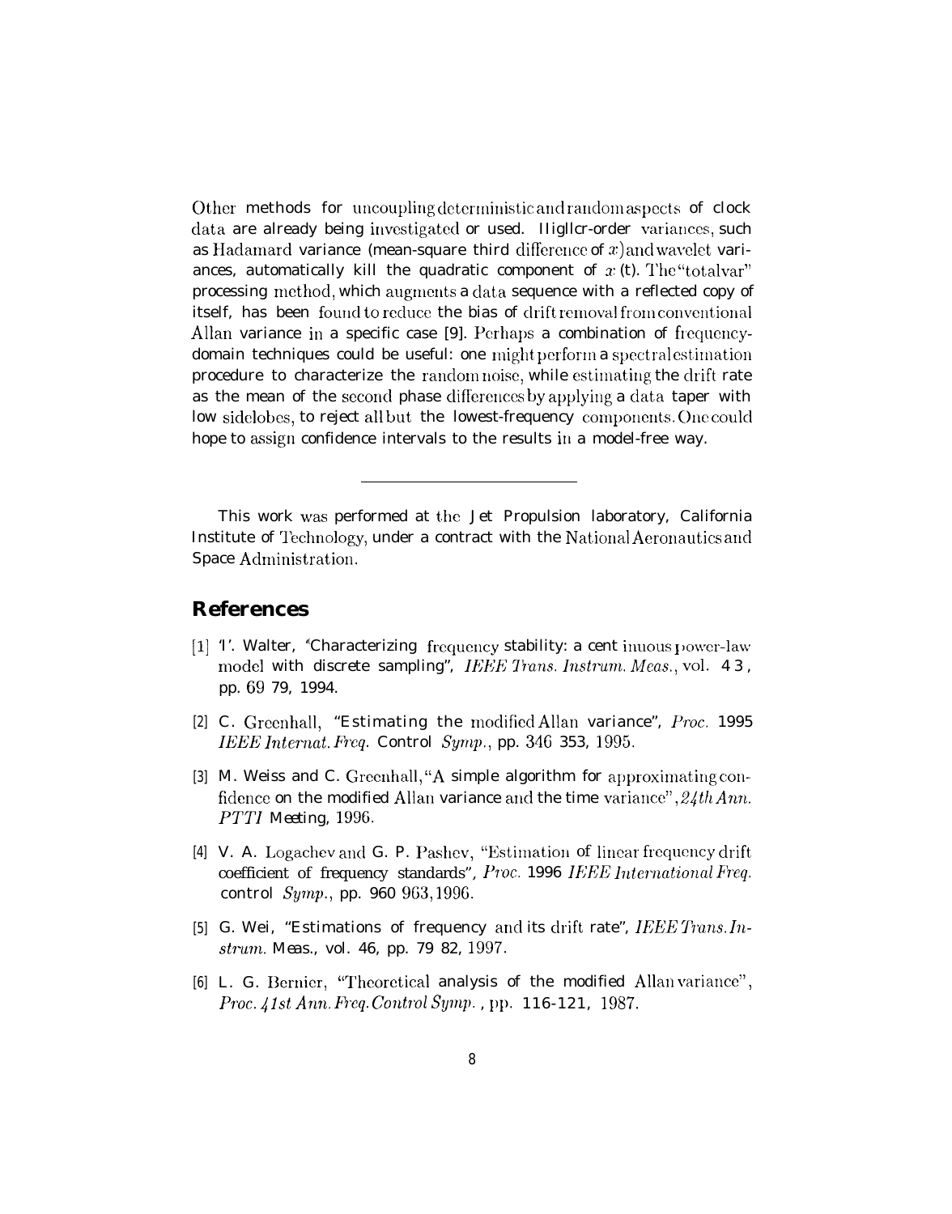Other methods for uncoupling deterministic and random aspects of clock data are already being investigated or used. Higher-order variances, such as Hadamard variance (mean-square third difference of $x$) and wavelet variances, automatically kill the quadratic component of $x(t)$. The "totalvar" processing method, which augments a data sequence with a reflected copy of itself, has been found to reduce the bias of drift removal from conventional Allan variance in a specific case [9]. Perhaps a combination of frequency-domain techniques could be useful: one might perform a spectral estimation procedure to characterize the random noise, while estimating the drift rate as the mean of the second phase differences by applying a data taper with low sidelobes, to reject all but the lowest-frequency components. One could hope to assign confidence intervals to the results in a model-free way.

---

This work was performed at the Jet Propulsion laboratory, California Institute of Technology, under a contract with the National Aeronautics and Space Administration.

## References

[1] T. Walter, "Characterizing frequency stability: a continuous power-law model with discrete sampling", *IEEE Trans. Instrum. Meas.*, vol. 43, pp. 69 79, 1994.

[2] C. Greenhall, "Estimating the modified Allan variance", *Proc.* 1995 *IEEE Internat. Freq.* Control *Symp.*, pp. 346 353, 1995.

[3] M. Weiss and C. Greenhall, "A simple algorithm for approximating confidence on the modified Allan variance and the time variance", *24th Ann. PTTI Meeting*, 1996.

[4] V. A. Logachev and G. P. Pashev, "Estimation of linear frequency drift coefficient of frequency standards", *Proc.* 1996 *IEEE International Freq.* control *Symp.*, pp. 960 963, 1996.

[5] G. Wei, "Estimations of frequency and its drift rate", *IEEE Trans. Instrum. Meas.*, vol. 46, pp. 79 82, 1997.

[6] L. G. Bernier, "Theoretical analysis of the modified Allan variance", *Proc. 41st Ann. Freq. Control Symp.*, pp. 116-121, 1987.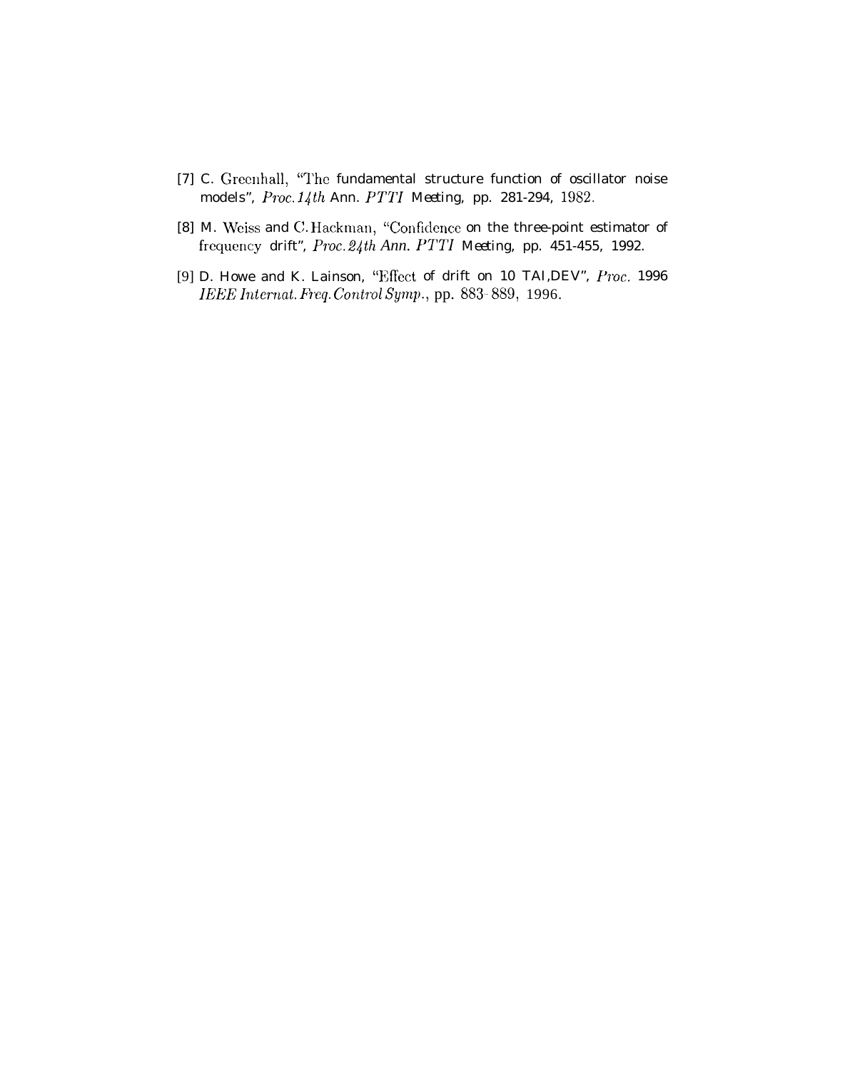[7] C. Greenhall, "The fundamental structure function of oscillator noise models", *Proc. 14th* Ann. *PTTI* Meeting, pp. 281-294, 1982.

[8] M. Weiss and C. Hackman, "Confidence on the three-point estimator of frequency drift", *Proc. 24th Ann. PTTI* Meeting, pp. 451-455, 1992.

[9] D. Howe and K. Lainson, "Effect of drift on 10 TAI,DEV", *Proc.* 1996 *IEEE Internat. Freq. Control Symp.*, pp. 883-889, 1996.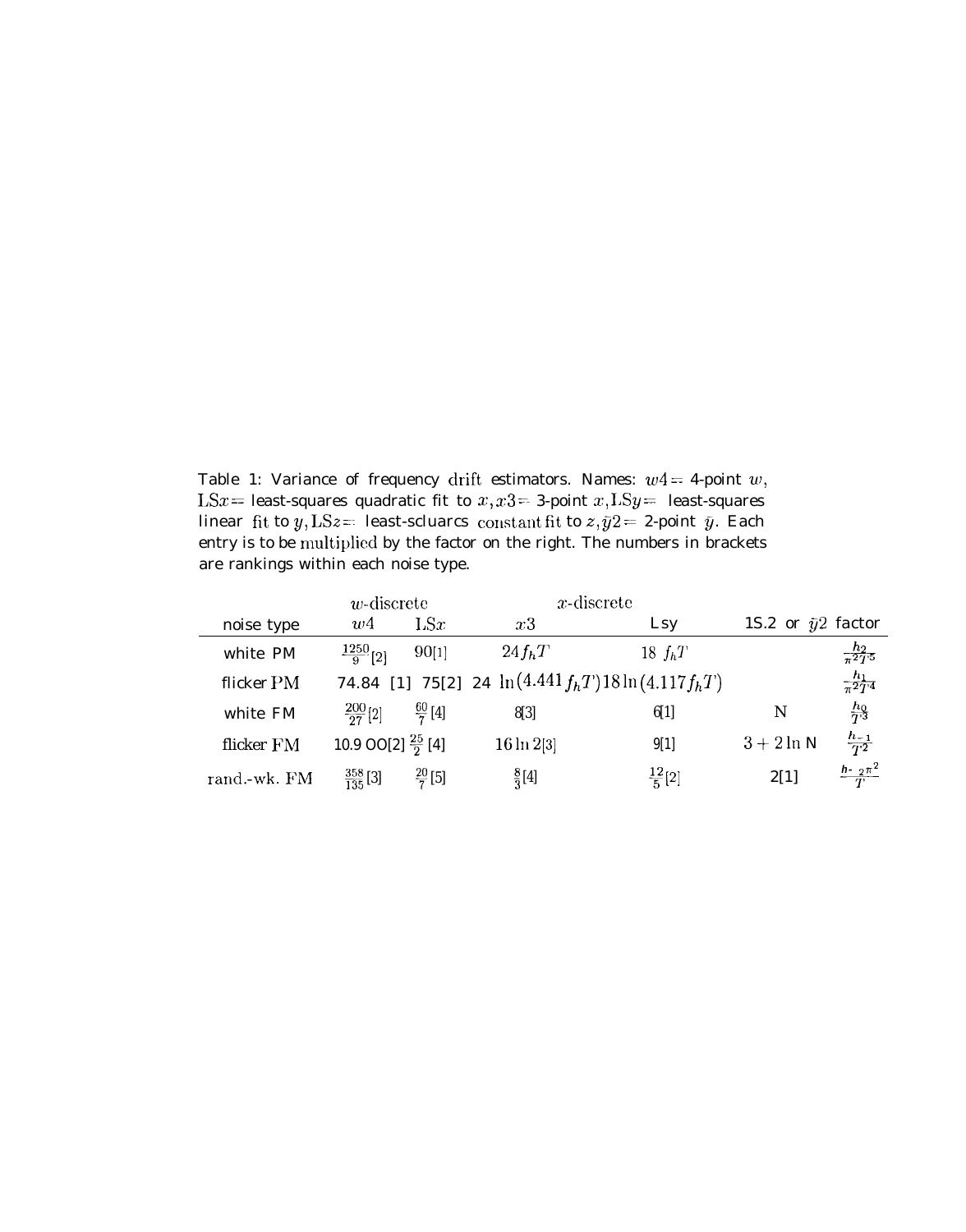Table 1: Variance of frequency drift estimators. Names: $w4 =$ 4-point $w$, $\mathrm{LS}x =$ least-squares quadratic fit to $x$, $x3 =$ 3-point $x$, $\mathrm{LS}y =$ least-squares linear fit to $y$, $\mathrm{LS}z =$ least-scluarcs constant fit to $z$, $\bar{y}2 =$ 2-point $\bar{y}$. Each entry is to be multiplied by the factor on the right. The numbers in brackets are rankings within each noise type.

| | $w$-discrete | | $x$-discrete | | | |
|---|---|---|---|---|---|---|
| noise type | $w4$ | $\mathrm{LS}x$ | $x3$ | Lsy | 1S.2 or $\bar{y}2$ | factor |
| white PM | $\frac{1250}{9}$ [2] | 90[1] | $24 f_h T$ | $18\ f_h T$ | | $\frac{h_2}{\pi^2 T^5}$ |
| flicker PM | 74.84 [1] | 75[2] | $24 \ln(4.441 f_h T)$ | $18 \ln(4.117 f_h T)$ | | $\frac{h_1}{\pi^2 T^4}$ |
| white FM | $\frac{200}{27}$ [2] | $\frac{60}{7}$ [4] | 8[3] | 6[1] | N | $\frac{h_0}{T^3}$ |
| flicker FM | 10.9 OO[2] | $\frac{25}{2}$ [4] | $16 \ln 2$[3] | 9[1] | $3 + 2 \ln$ N | $\frac{h_{-1}}{T^2}$ |
| rand.-wk. FM | $\frac{358}{135}$ [3] | $\frac{20}{7}$ [5] | $\frac{8}{3}$ [4] | $\frac{12}{5}$ [2] | 2[1] | $\frac{h_{-2}\pi^2}{T}$ |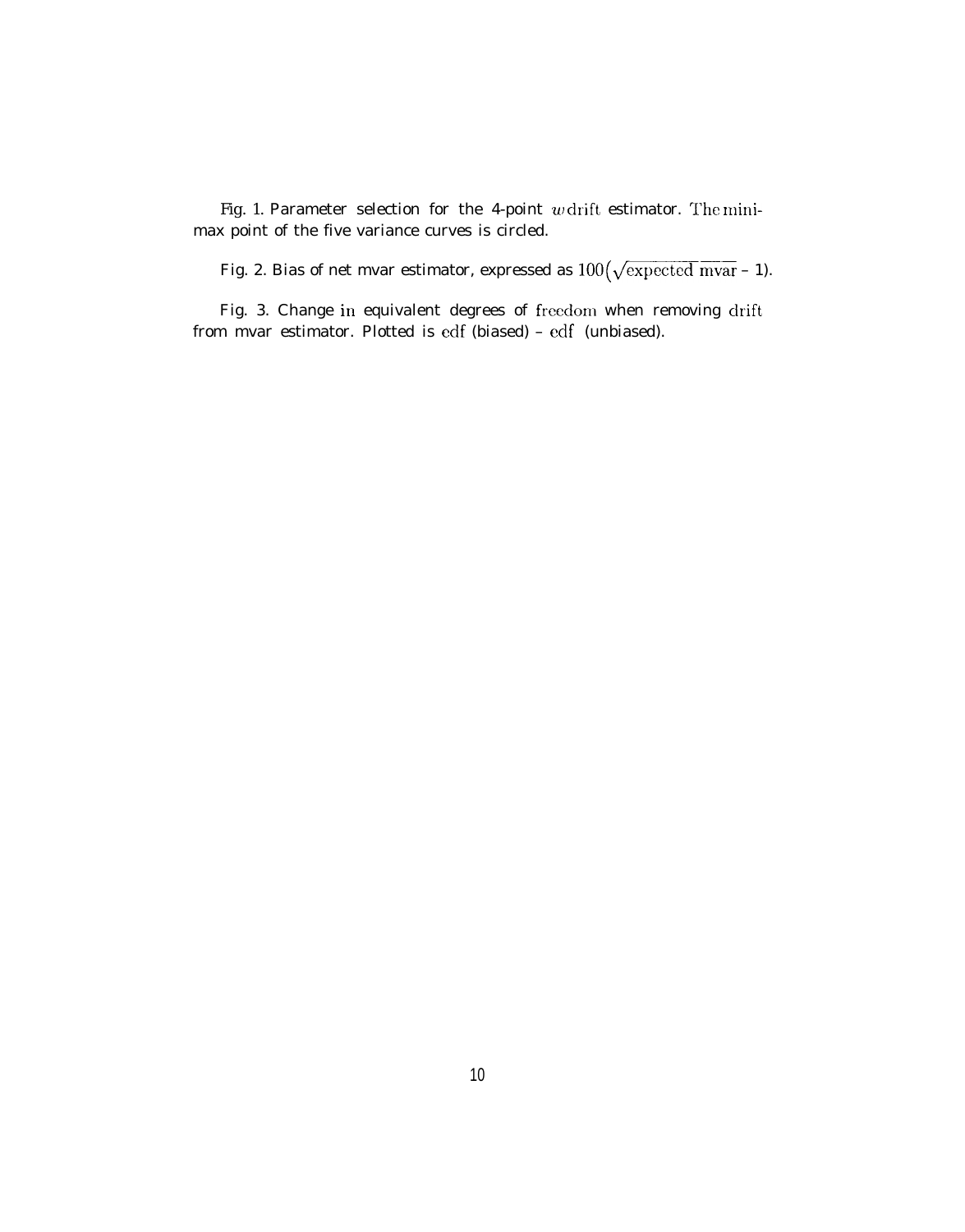Fig. 1. Parameter selection for the 4-point $w$drift estimator. The minimax point of the five variance curves is circled.

Fig. 2. Bias of net mvar estimator, expressed as $100\left(\sqrt{\text{expected mvar}} - 1\right)$.

Fig. 3. Change in equivalent degrees of freedom when removing drift from mvar estimator. Plotted is edf (biased) – edf (unbiased).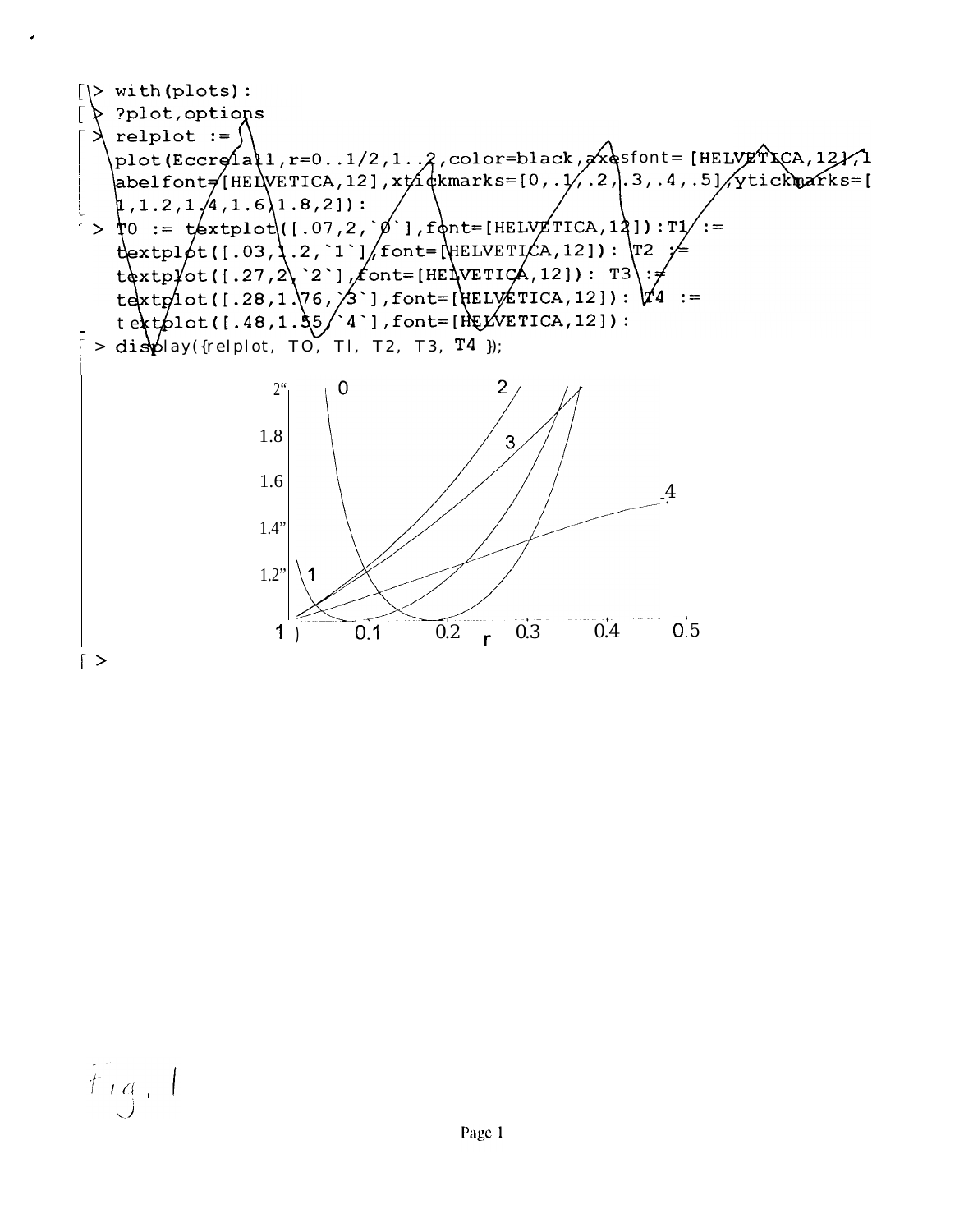```
> with(plots):
> ?plot,options
> relplot :=
  plot(Eccrelall,r=0..1/2,1..2,color=black,axesfont= [HELVETICA,12],labelfont=[HELVETICA,12],xtickmarks=[0,.1,.2,.3,.4,.5],ytickmarks=[1,1.2,1.4,1.6,1.8,2]):
> T0 := textplot([.07,2,`0`],font=[HELVETICA,12]):T1 :=
  textplot([.03,1.2,`1`],font=[HELVETICA,12]): T2 :=
  textplot([.27,2,`2`],font=[HELVETICA,12]): T3 :=
  textplot([.28,1.76,`3`],font=[HELVETICA,12]): T4 :=
  textplot([.48,1.55,`4`],font=[HELVETICA,12]):
> display({relplot, T0, T1, T2, T3, T4 });
```

Fig. 1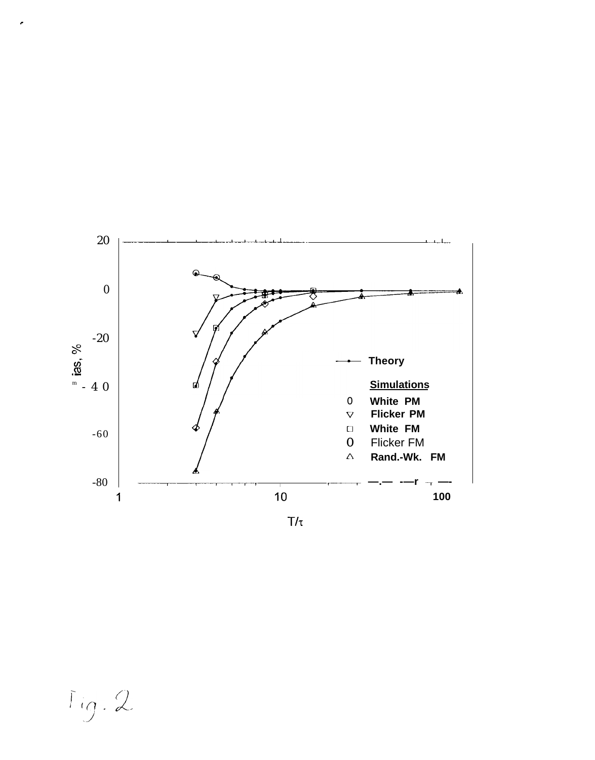20

0

-20

Bias, %

-40

-60

-80

1 10 100

$T/\tau$

Theory

**Simulations**

- O White PM
- ▽ Flicker PM
- □ White FM
- ◇ Flicker FM
- △ Rand.-Wk. FM

Fig. 2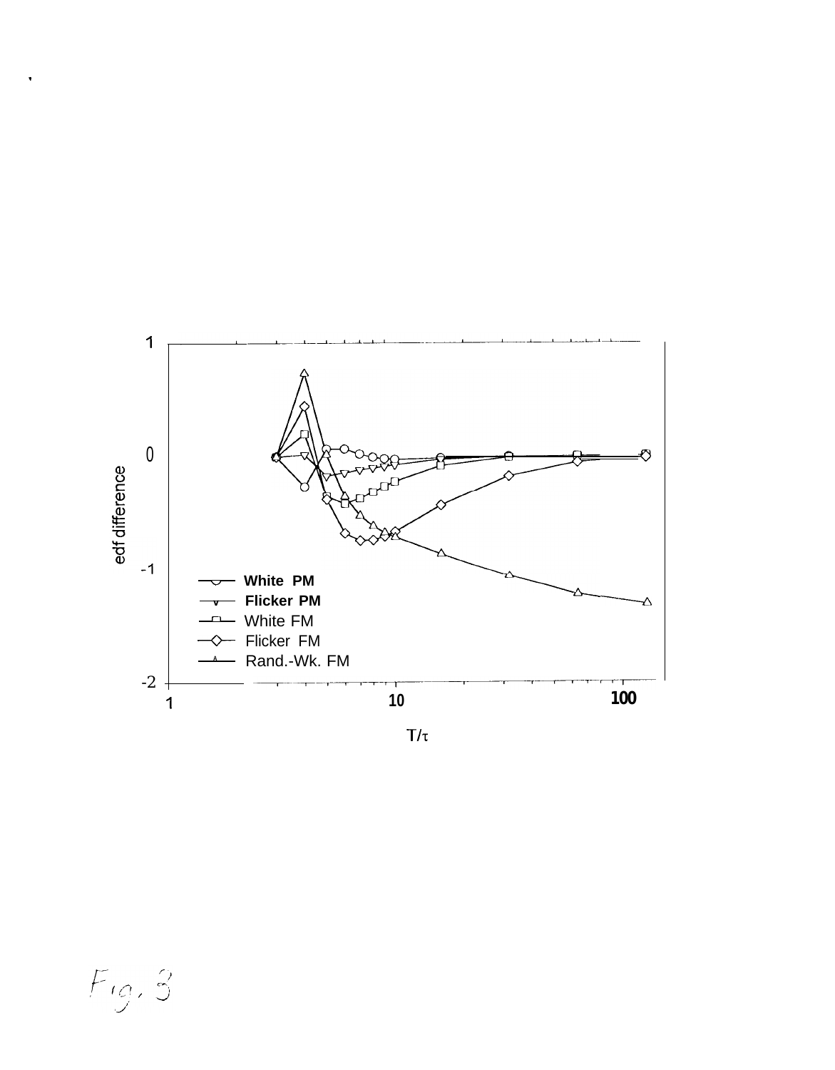1

0

-1

-2

edf difference

White PM

Flicker PM

White FM

Flicker FM

Rand.-Wk. FM

1

10

100

T/τ

Fig. 3